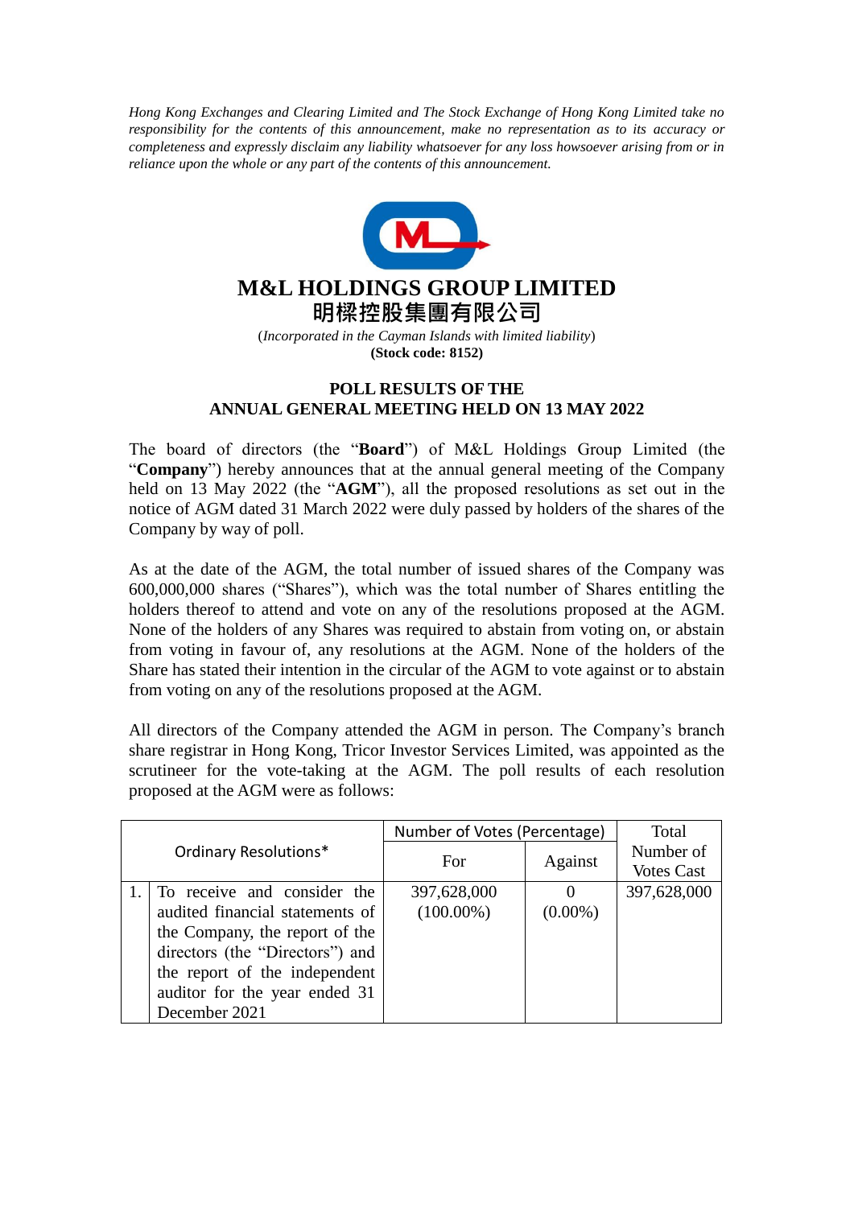*Hong Kong Exchanges and Clearing Limited and The Stock Exchange of Hong Kong Limited take no responsibility for the contents of this announcement, make no representation as to its accuracy or completeness and expressly disclaim any liability whatsoever for any loss howsoever arising from or in reliance upon the whole or any part of the contents of this announcement.*

# M&L HOLDINGS GROUP LIMITED
# 明樑控股集團有限公司

(*Incorporated in the Cayman Islands with limited liability*)
**(Stock code: 8152)**

## POLL RESULTS OF THE ANNUAL GENERAL MEETING HELD ON 13 MAY 2022

The board of directors (the "**Board**") of M&L Holdings Group Limited (the "**Company**") hereby announces that at the annual general meeting of the Company held on 13 May 2022 (the "**AGM**"), all the proposed resolutions as set out in the notice of AGM dated 31 March 2022 were duly passed by holders of the shares of the Company by way of poll.

As at the date of the AGM, the total number of issued shares of the Company was 600,000,000 shares ("Shares"), which was the total number of Shares entitling the holders thereof to attend and vote on any of the resolutions proposed at the AGM. None of the holders of any Shares was required to abstain from voting on, or abstain from voting in favour of, any resolutions at the AGM. None of the holders of the Share has stated their intention in the circular of the AGM to vote against or to abstain from voting on any of the resolutions proposed at the AGM.

All directors of the Company attended the AGM in person. The Company's branch share registrar in Hong Kong, Tricor Investor Services Limited, was appointed as the scrutineer for the vote-taking at the AGM. The poll results of each resolution proposed at the AGM were as follows:

| Ordinary Resolutions* | | Number of Votes (Percentage) | | Total Number of Votes Cast |
|---|---|---|---|---|
| | | For | Against | |
| 1. | To receive and consider the audited financial statements of the Company, the report of the directors (the "Directors") and the report of the independent auditor for the year ended 31 December 2021 | 397,628,000 (100.00%) | 0 (0.00%) | 397,628,000 |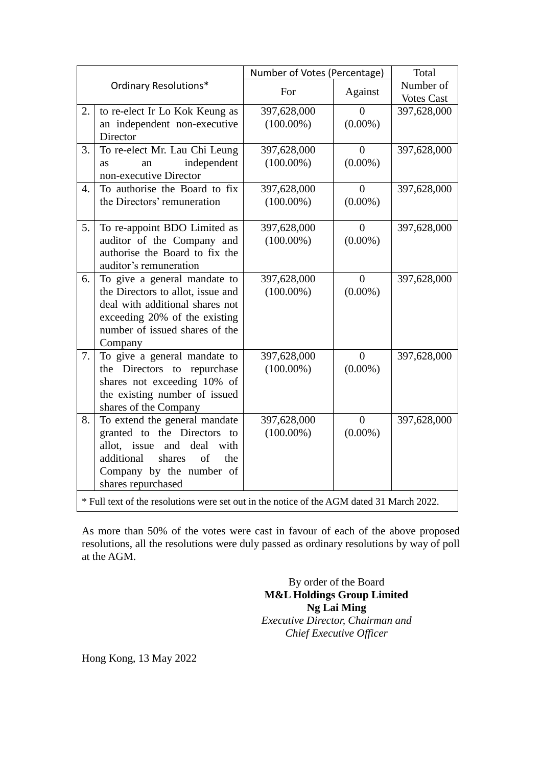| Ordinary Resolutions* | | Number of Votes (Percentage) | | Total Number of Votes Cast |
|---|---|---|---|---|
| | | For | Against | |
| 2. | to re-elect Ir Lo Kok Keung as an independent non-executive Director | 397,628,000 (100.00%) | 0 (0.00%) | 397,628,000 |
| 3. | To re-elect Mr. Lau Chi Leung as an independent non-executive Director | 397,628,000 (100.00%) | 0 (0.00%) | 397,628,000 |
| 4. | To authorise the Board to fix the Directors' remuneration | 397,628,000 (100.00%) | 0 (0.00%) | 397,628,000 |
| 5. | To re-appoint BDO Limited as auditor of the Company and authorise the Board to fix the auditor's remuneration | 397,628,000 (100.00%) | 0 (0.00%) | 397,628,000 |
| 6. | To give a general mandate to the Directors to allot, issue and deal with additional shares not exceeding 20% of the existing number of issued shares of the Company | 397,628,000 (100.00%) | 0 (0.00%) | 397,628,000 |
| 7. | To give a general mandate to the Directors to repurchase shares not exceeding 10% of the existing number of issued shares of the Company | 397,628,000 (100.00%) | 0 (0.00%) | 397,628,000 |
| 8. | To extend the general mandate granted to the Directors to allot, issue and deal with additional shares of the Company by the number of shares repurchased | 397,628,000 (100.00%) | 0 (0.00%) | 397,628,000 |

* Full text of the resolutions were set out in the notice of the AGM dated 31 March 2022.

As more than 50% of the votes were cast in favour of each of the above proposed resolutions, all the resolutions were duly passed as ordinary resolutions by way of poll at the AGM.

By order of the Board
**M&L Holdings Group Limited**
**Ng Lai Ming**
*Executive Director, Chairman and Chief Executive Officer*

Hong Kong, 13 May 2022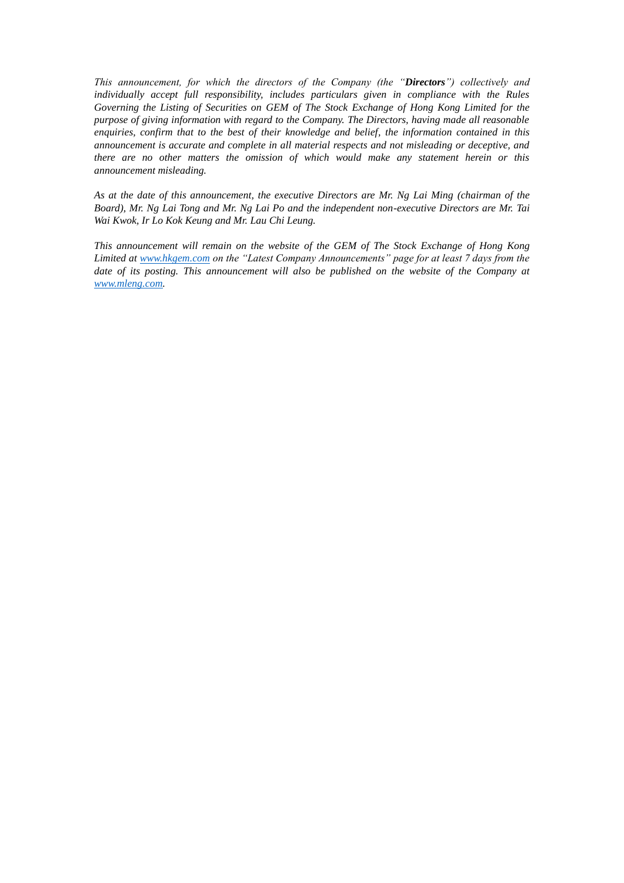*This announcement, for which the directors of the Company (the "**Directors**") collectively and individually accept full responsibility, includes particulars given in compliance with the Rules Governing the Listing of Securities on GEM of The Stock Exchange of Hong Kong Limited for the purpose of giving information with regard to the Company. The Directors, having made all reasonable enquiries, confirm that to the best of their knowledge and belief, the information contained in this announcement is accurate and complete in all material respects and not misleading or deceptive, and there are no other matters the omission of which would make any statement herein or this announcement misleading.*

*As at the date of this announcement, the executive Directors are Mr. Ng Lai Ming (chairman of the Board), Mr. Ng Lai Tong and Mr. Ng Lai Po and the independent non-executive Directors are Mr. Tai Wai Kwok, Ir Lo Kok Keung and Mr. Lau Chi Leung.*

*This announcement will remain on the website of the GEM of The Stock Exchange of Hong Kong Limited at [www.hkgem.com](www.hkgem.com) on the "Latest Company Announcements" page for at least 7 days from the date of its posting. This announcement will also be published on the website of the Company at [www.mleng.com](www.mleng.com).*